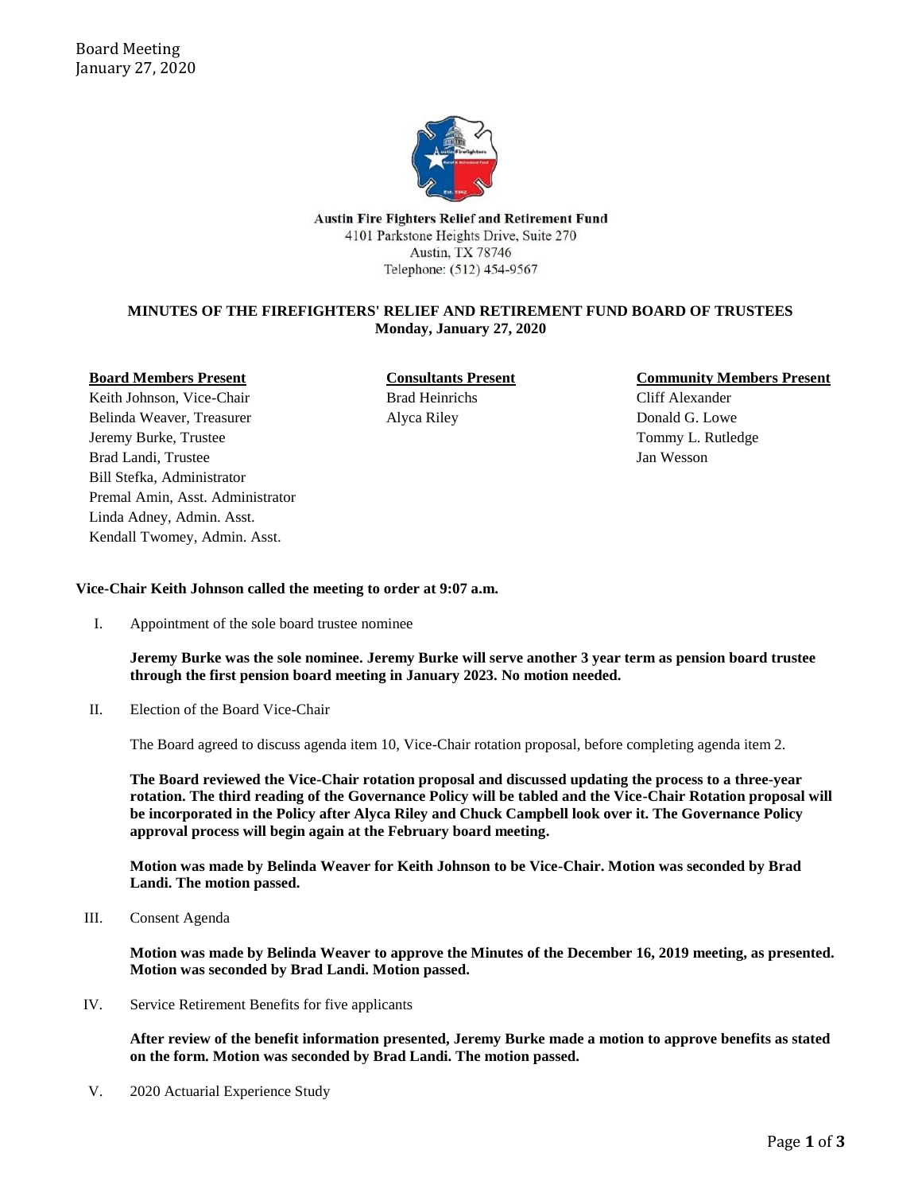Austin Fire Fighters Relief and Retirement Fund
4101 Parkstone Heights Drive, Suite 270
Austin, TX 78746
Telephone: (512) 454-9567

**MINUTES OF THE FIREFIGHTERS' RELIEF AND RETIREMENT FUND BOARD OF TRUSTEES**
**Monday, January 27, 2020**

| **Board Members Present** | **Consultants Present** | **Community Members Present** |
|---|---|---|
| Keith Johnson, Vice-Chair | Brad Heinrichs | Cliff Alexander |
| Belinda Weaver, Treasurer | Alyca Riley | Donald G. Lowe |
| Jeremy Burke, Trustee | | Tommy L. Rutledge |
| Brad Landi, Trustee | | Jan Wesson |
| Bill Stefka, Administrator | | |
| Premal Amin, Asst. Administrator | | |
| Linda Adney, Admin. Asst. | | |
| Kendall Twomey, Admin. Asst. | | |

**Vice-Chair Keith Johnson called the meeting to order at 9:07 a.m.**

I. Appointment of the sole board trustee nominee

**Jeremy Burke was the sole nominee. Jeremy Burke will serve another 3 year term as pension board trustee through the first pension board meeting in January 2023. No motion needed.**

II. Election of the Board Vice-Chair

The Board agreed to discuss agenda item 10, Vice-Chair rotation proposal, before completing agenda item 2.

**The Board reviewed the Vice-Chair rotation proposal and discussed updating the process to a three-year rotation. The third reading of the Governance Policy will be tabled and the Vice-Chair Rotation proposal will be incorporated in the Policy after Alyca Riley and Chuck Campbell look over it. The Governance Policy approval process will begin again at the February board meeting.**

**Motion was made by Belinda Weaver for Keith Johnson to be Vice-Chair. Motion was seconded by Brad Landi. The motion passed.**

III. Consent Agenda

**Motion was made by Belinda Weaver to approve the Minutes of the December 16, 2019 meeting, as presented. Motion was seconded by Brad Landi. Motion passed.**

IV. Service Retirement Benefits for five applicants

**After review of the benefit information presented, Jeremy Burke made a motion to approve benefits as stated on the form. Motion was seconded by Brad Landi. The motion passed.**

V. 2020 Actuarial Experience Study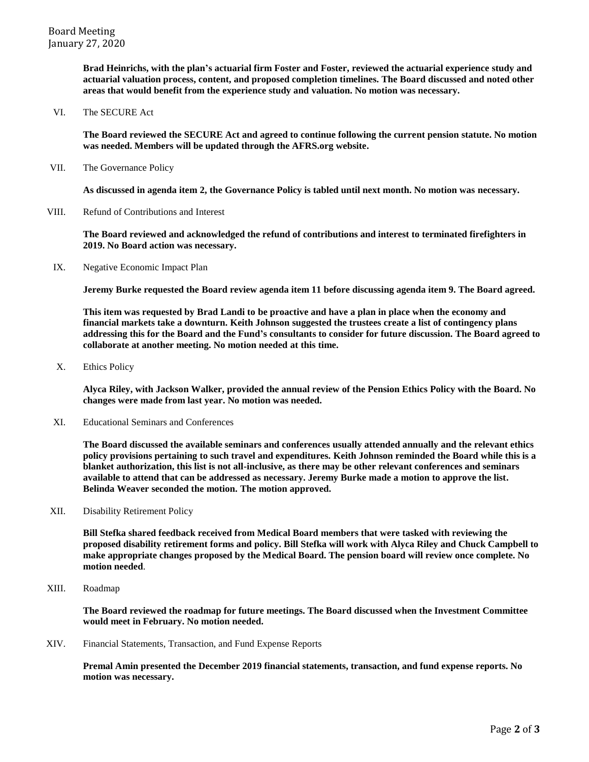**Brad Heinrichs, with the plan's actuarial firm Foster and Foster, reviewed the actuarial experience study and actuarial valuation process, content, and proposed completion timelines. The Board discussed and noted other areas that would benefit from the experience study and valuation. No motion was necessary.**

VI. The SECURE Act

**The Board reviewed the SECURE Act and agreed to continue following the current pension statute. No motion was needed. Members will be updated through the AFRS.org website.**

VII. The Governance Policy

**As discussed in agenda item 2, the Governance Policy is tabled until next month. No motion was necessary.**

VIII. Refund of Contributions and Interest

**The Board reviewed and acknowledged the refund of contributions and interest to terminated firefighters in 2019. No Board action was necessary.**

IX. Negative Economic Impact Plan

**Jeremy Burke requested the Board review agenda item 11 before discussing agenda item 9. The Board agreed.**

**This item was requested by Brad Landi to be proactive and have a plan in place when the economy and financial markets take a downturn. Keith Johnson suggested the trustees create a list of contingency plans addressing this for the Board and the Fund's consultants to consider for future discussion. The Board agreed to collaborate at another meeting. No motion needed at this time.**

X. Ethics Policy

**Alyca Riley, with Jackson Walker, provided the annual review of the Pension Ethics Policy with the Board. No changes were made from last year. No motion was needed.**

XI. Educational Seminars and Conferences

**The Board discussed the available seminars and conferences usually attended annually and the relevant ethics policy provisions pertaining to such travel and expenditures. Keith Johnson reminded the Board while this is a blanket authorization, this list is not all-inclusive, as there may be other relevant conferences and seminars available to attend that can be addressed as necessary. Jeremy Burke made a motion to approve the list. Belinda Weaver seconded the motion. The motion approved.**

XII. Disability Retirement Policy

**Bill Stefka shared feedback received from Medical Board members that were tasked with reviewing the proposed disability retirement forms and policy. Bill Stefka will work with Alyca Riley and Chuck Campbell to make appropriate changes proposed by the Medical Board. The pension board will review once complete. No motion needed**.

XIII. Roadmap

**The Board reviewed the roadmap for future meetings. The Board discussed when the Investment Committee would meet in February. No motion needed.**

XIV. Financial Statements, Transaction, and Fund Expense Reports

**Premal Amin presented the December 2019 financial statements, transaction, and fund expense reports. No motion was necessary.**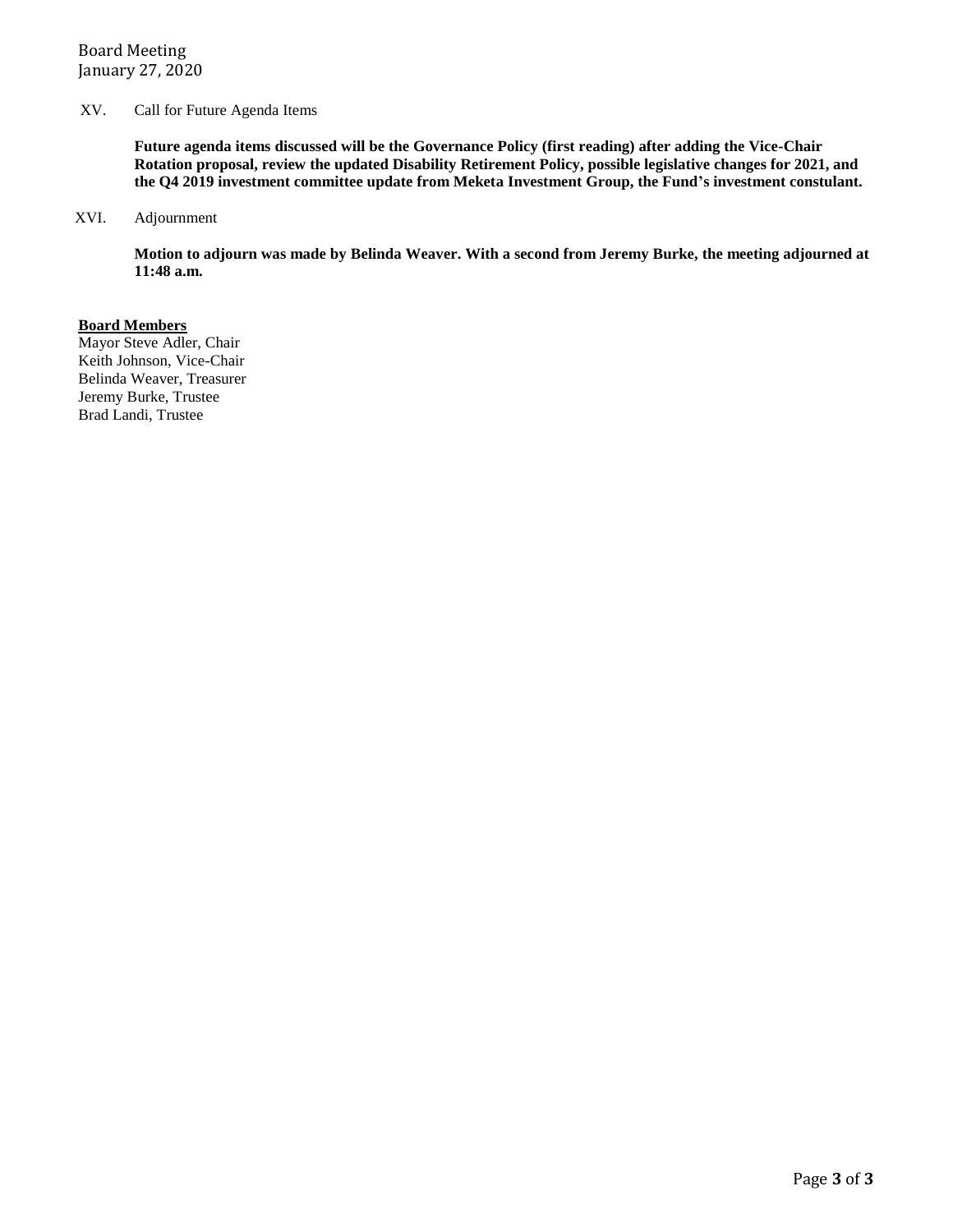XV. Call for Future Agenda Items

**Future agenda items discussed will be the Governance Policy (first reading) after adding the Vice-Chair Rotation proposal, review the updated Disability Retirement Policy, possible legislative changes for 2021, and the Q4 2019 investment committee update from Meketa Investment Group, the Fund's investment constulant.**

XVI. Adjournment

**Motion to adjourn was made by Belinda Weaver. With a second from Jeremy Burke, the meeting adjourned at 11:48 a.m.**

**Board Members**

Mayor Steve Adler, Chair
Keith Johnson, Vice-Chair
Belinda Weaver, Treasurer
Jeremy Burke, Trustee
Brad Landi, Trustee